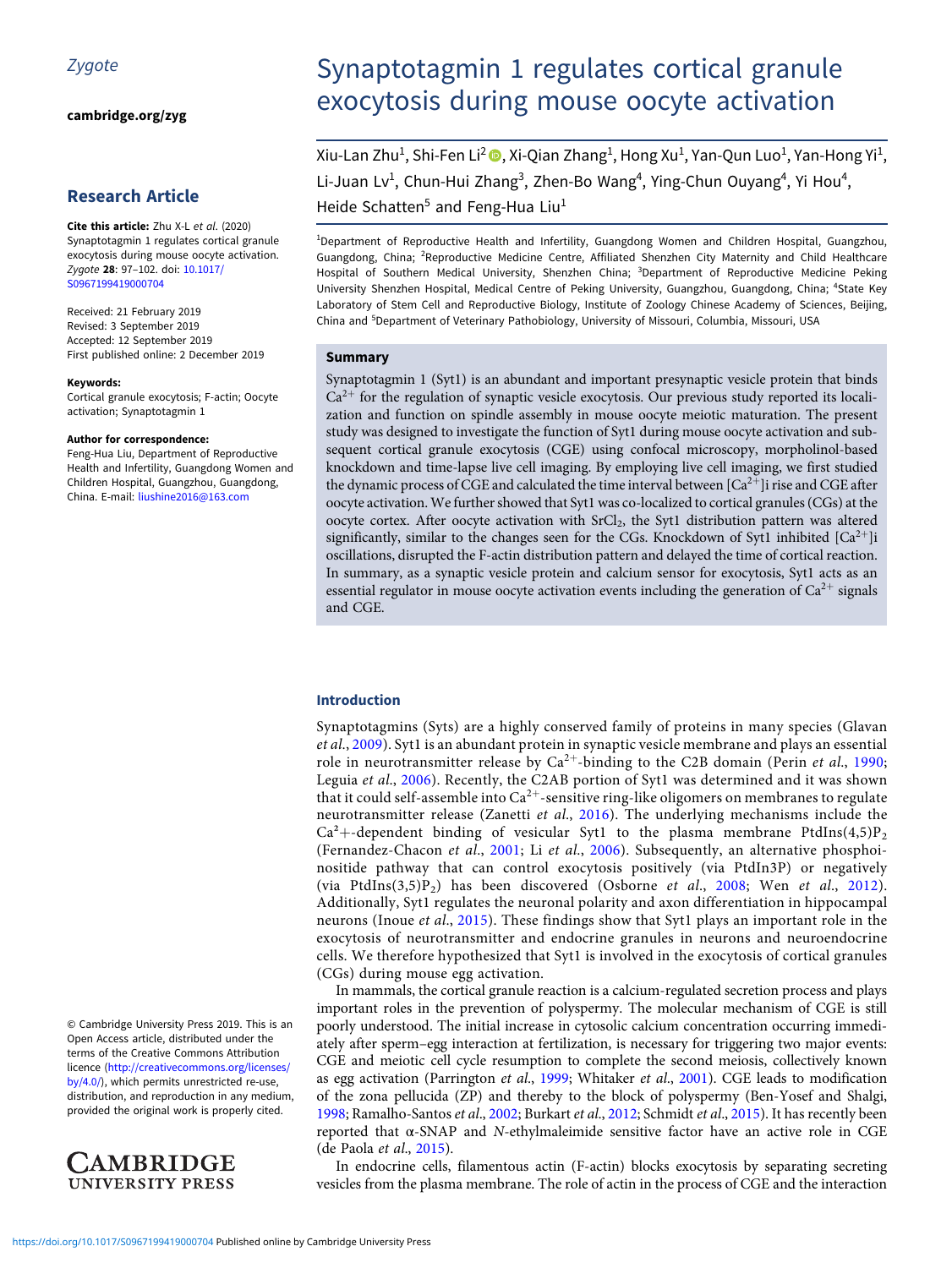*Zygote*

**cambridge.org/zyg**

## Research Article

**Cite this article:** Zhu X-L *et al.* (2020) Synaptotagmin 1 regulates cortical granule exocytosis during mouse oocyte activation. *Zygote* **28**: 97–102. doi: 10.1017/S0967199419000704

Received: 21 February 2019
Revised: 3 September 2019
Accepted: 12 September 2019
First published online: 2 December 2019

**Keywords:**
Cortical granule exocytosis; F-actin; Oocyte activation; Synaptotagmin 1

**Author for correspondence:**
Feng-Hua Liu, Department of Reproductive Health and Infertility, Guangdong Women and Children Hospital, Guangzhou, Guangdong, China. E-mail: liushine2016@163.com

© Cambridge University Press 2019. This is an Open Access article, distributed under the terms of the Creative Commons Attribution licence (http://creativecommons.org/licenses/by/4.0/), which permits unrestricted re-use, distribution, and reproduction in any medium, provided the original work is properly cited.

# Synaptotagmin 1 regulates cortical granule exocytosis during mouse oocyte activation

Xiu-Lan Zhu[1], Shi-Fen Li[2], Xi-Qian Zhang[1], Hong Xu[1], Yan-Qun Luo[1], Yan-Hong Yi[1], Li-Juan Lv[1], Chun-Hui Zhang[3], Zhen-Bo Wang[4], Ying-Chun Ouyang[4], Yi Hou[4], Heide Schatten[5] and Feng-Hua Liu[1]

[1]Department of Reproductive Health and Infertility, Guangdong Women and Children Hospital, Guangzhou, Guangdong, China; [2]Reproductive Medicine Centre, Affiliated Shenzhen City Maternity and Child Healthcare Hospital of Southern Medical University, Shenzhen China; [3]Department of Reproductive Medicine Peking University Shenzhen Hospital, Medical Centre of Peking University, Guangzhou, Guangdong, China; [4]State Key Laboratory of Stem Cell and Reproductive Biology, Institute of Zoology Chinese Academy of Sciences, Beijing, China and [5]Department of Veterinary Pathobiology, University of Missouri, Columbia, Missouri, USA

### Summary

Synaptotagmin 1 (Syt1) is an abundant and important presynaptic vesicle protein that binds $Ca^{2+}$ for the regulation of synaptic vesicle exocytosis. Our previous study reported its localization and function on spindle assembly in mouse oocyte meiotic maturation. The present study was designed to investigate the function of Syt1 during mouse oocyte activation and subsequent cortical granule exocytosis (CGE) using confocal microscopy, morpholinol-based knockdown and time-lapse live cell imaging. By employing live cell imaging, we first studied the dynamic process of CGE and calculated the time interval between $[Ca^{2+}]$i rise and CGE after oocyte activation. We further showed that Syt1 was co-localized to cortical granules (CGs) at the oocyte cortex. After oocyte activation with $SrCl_2$, the Syt1 distribution pattern was altered significantly, similar to the changes seen for the CGs. Knockdown of Syt1 inhibited $[Ca^{2+}]$i oscillations, disrupted the F-actin distribution pattern and delayed the time of cortical reaction. In summary, as a synaptic vesicle protein and calcium sensor for exocytosis, Syt1 acts as an essential regulator in mouse oocyte activation events including the generation of $Ca^{2+}$ signals and CGE.

### Introduction

Synaptotagmins (Syts) are a highly conserved family of proteins in many species (Glavan *et al.*, 2009). Syt1 is an abundant protein in synaptic vesicle membrane and plays an essential role in neurotransmitter release by $Ca^{2+}$-binding to the C2B domain (Perin *et al.*, 1990; Leguia *et al.*, 2006). Recently, the C2AB portion of Syt1 was determined and it was shown that it could self-assemble into $Ca^{2+}$-sensitive ring-like oligomers on membranes to regulate neurotransmitter release (Zanetti *et al.*, 2016). The underlying mechanisms include the $Ca^{2}+$-dependent binding of vesicular Syt1 to the plasma membrane PtdIns(4,5)$P_2$ (Fernandez-Chacon *et al.*, 2001; Li *et al.*, 2006). Subsequently, an alternative phosphoinositide pathway that can control exocytosis positively (via PtdIn3P) or negatively (via PtdIns(3,5)$P_2$) has been discovered (Osborne *et al.*, 2008; Wen *et al.*, 2012). Additionally, Syt1 regulates the neuronal polarity and axon differentiation in hippocampal neurons (Inoue *et al.*, 2015). These findings show that Syt1 plays an important role in the exocytosis of neurotransmitter and endocrine granules in neurons and neuroendocrine cells. We therefore hypothesized that Syt1 is involved in the exocytosis of cortical granules (CGs) during mouse egg activation.

In mammals, the cortical granule reaction is a calcium-regulated secretion process and plays important roles in the prevention of polyspermy. The molecular mechanism of CGE is still poorly understood. The initial increase in cytosolic calcium concentration occurring immediately after sperm–egg interaction at fertilization, is necessary for triggering two major events: CGE and meiotic cell cycle resumption to complete the second meiosis, collectively known as egg activation (Parrington *et al.*, 1999; Whitaker *et al.*, 2001). CGE leads to modification of the zona pellucida (ZP) and thereby to the block of polyspermy (Ben-Yosef and Shalgi, 1998; Ramalho-Santos *et al.*, 2002; Burkart *et al.*, 2012; Schmidt *et al.*, 2015). It has recently been reported that α-SNAP and *N*-ethylmaleimide sensitive factor have an active role in CGE (de Paola *et al.*, 2015).

In endocrine cells, filamentous actin (F-actin) blocks exocytosis by separating secreting vesicles from the plasma membrane. The role of actin in the process of CGE and the interaction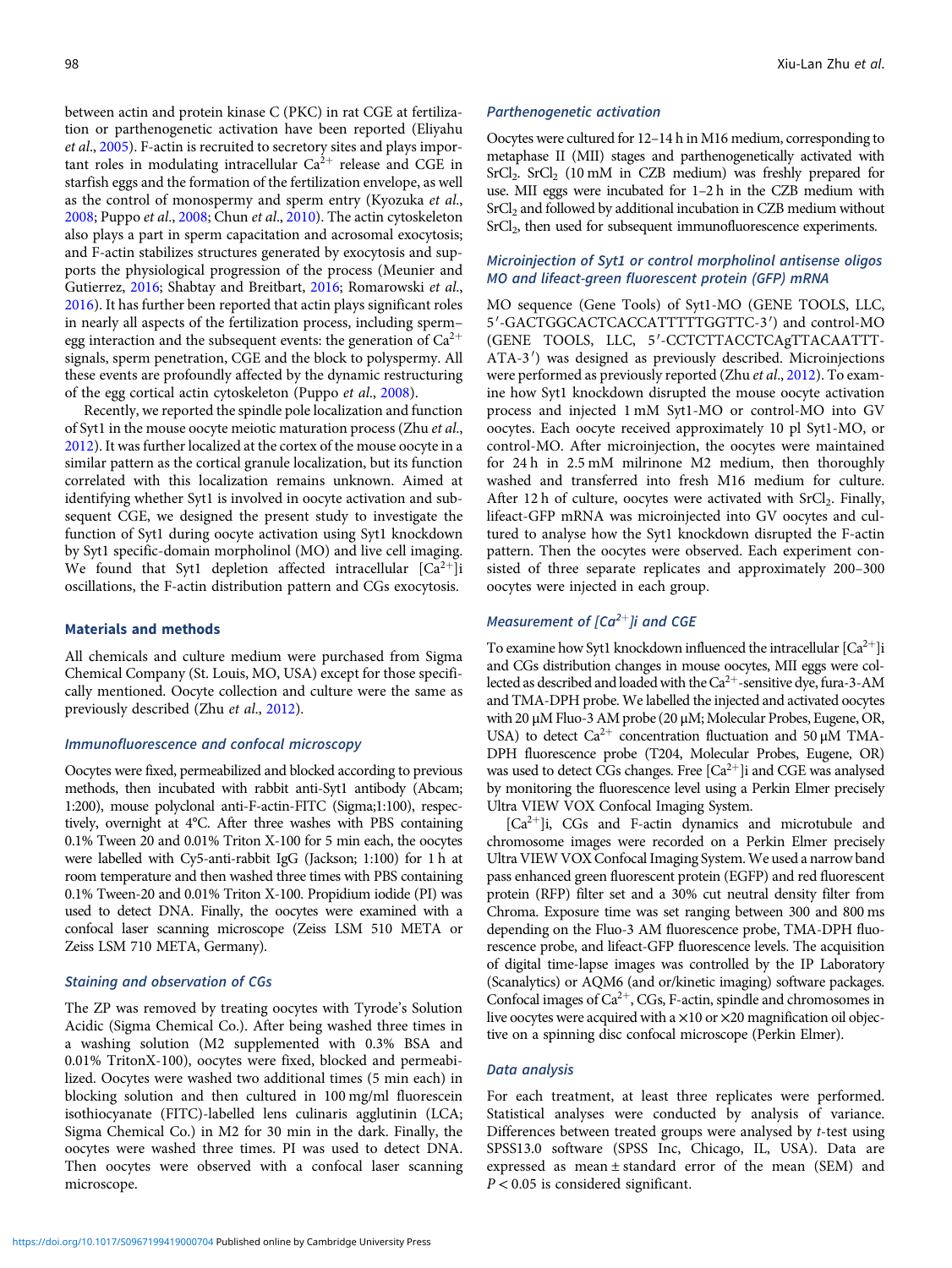between actin and protein kinase C (PKC) in rat CGE at fertilization or parthenogenetic activation have been reported (Eliyahu *et al*., 2005). F-actin is recruited to secretory sites and plays important roles in modulating intracellular $Ca^{2+}$ release and CGE in starfish eggs and the formation of the fertilization envelope, as well as the control of monospermy and sperm entry (Kyozuka *et al*., 2008; Puppo *et al*., 2008; Chun *et al*., 2010). The actin cytoskeleton also plays a part in sperm capacitation and acrosomal exocytosis; and F-actin stabilizes structures generated by exocytosis and supports the physiological progression of the process (Meunier and Gutierrez, 2016; Shabtay and Breitbart, 2016; Romarowski *et al*., 2016). It has further been reported that actin plays significant roles in nearly all aspects of the fertilization process, including sperm–egg interaction and the subsequent events: the generation of $Ca^{2+}$ signals, sperm penetration, CGE and the block to polyspermy. All these events are profoundly affected by the dynamic restructuring of the egg cortical actin cytoskeleton (Puppo *et al*., 2008).

Recently, we reported the spindle pole localization and function of Syt1 in the mouse oocyte meiotic maturation process (Zhu *et al*., 2012). It was further localized at the cortex of the mouse oocyte in a similar pattern as the cortical granule localization, but its function correlated with this localization remains unknown. Aimed at identifying whether Syt1 is involved in oocyte activation and subsequent CGE, we designed the present study to investigate the function of Syt1 during oocyte activation using Syt1 knockdown by Syt1 specific-domain morpholinol (MO) and live cell imaging. We found that Syt1 depletion affected intracellular $[Ca^{2+}]$i oscillations, the F-actin distribution pattern and CGs exocytosis.

## Materials and methods

All chemicals and culture medium were purchased from Sigma Chemical Company (St. Louis, MO, USA) except for those specifically mentioned. Oocyte collection and culture were the same as previously described (Zhu *et al*., 2012).

### *Immunofluorescence and confocal microscopy*

Oocytes were fixed, permeabilized and blocked according to previous methods, then incubated with rabbit anti-Syt1 antibody (Abcam; 1:200), mouse polyclonal anti-F-actin-FITC (Sigma;1:100), respectively, overnight at 4°C. After three washes with PBS containing 0.1% Tween 20 and 0.01% Triton X-100 for 5 min each, the oocytes were labelled with Cy5-anti-rabbit IgG (Jackson; 1:100) for 1 h at room temperature and then washed three times with PBS containing 0.1% Tween-20 and 0.01% Triton X-100. Propidium iodide (PI) was used to detect DNA. Finally, the oocytes were examined with a confocal laser scanning microscope (Zeiss LSM 510 META or Zeiss LSM 710 META, Germany).

### *Staining and observation of CGs*

The ZP was removed by treating oocytes with Tyrode's Solution Acidic (Sigma Chemical Co.). After being washed three times in a washing solution (M2 supplemented with 0.3% BSA and 0.01% TritonX-100), oocytes were fixed, blocked and permeabilized. Oocytes were washed two additional times (5 min each) in blocking solution and then cultured in 100 mg/ml fluorescein isothiocyanate (FITC)-labelled lens culinaris agglutinin (LCA; Sigma Chemical Co.) in M2 for 30 min in the dark. Finally, the oocytes were washed three times. PI was used to detect DNA. Then oocytes were observed with a confocal laser scanning microscope.

### *Parthenogenetic activation*

Oocytes were cultured for 12–14 h in M16 medium, corresponding to metaphase II (MII) stages and parthenogenetically activated with $SrCl_2$. $SrCl_2$ (10 mM in CZB medium) was freshly prepared for use. MII eggs were incubated for 1–2 h in the CZB medium with $SrCl_2$ and followed by additional incubation in CZB medium without $SrCl_2$, then used for subsequent immunofluorescence experiments.

### *Microinjection of Syt1 or control morpholinol antisense oligos MO and lifeact-green fluorescent protein (GFP) mRNA*

MO sequence (Gene Tools) of Syt1-MO (GENE TOOLS, LLC, 5′-GACTGGCACTCACCATTTTTGGTTC-3′) and control-MO (GENE TOOLS, LLC, 5′-CCTCTTACCTCAgTTACAATTT-ATA-3′) was designed as previously described. Microinjections were performed as previously reported (Zhu *et al*., 2012). To examine how Syt1 knockdown disrupted the mouse oocyte activation process and injected 1 mM Syt1-MO or control-MO into GV oocytes. Each oocyte received approximately 10 pl Syt1-MO, or control-MO. After microinjection, the oocytes were maintained for 24 h in 2.5 mM milrinone M2 medium, then thoroughly washed and transferred into fresh M16 medium for culture. After 12 h of culture, oocytes were activated with $SrCl_2$. Finally, lifeact-GFP mRNA was microinjected into GV oocytes and cultured to analyse how the Syt1 knockdown disrupted the F-actin pattern. Then the oocytes were observed. Each experiment consisted of three separate replicates and approximately 200–300 oocytes were injected in each group.

### *Measurement of $[Ca^{2+}]$i and CGE*

To examine how Syt1 knockdown influenced the intracellular $[Ca^{2+}]$i and CGs distribution changes in mouse oocytes, MII eggs were collected as described and loaded with the $Ca^{2+}$-sensitive dye, fura-3-AM and TMA-DPH probe. We labelled the injected and activated oocytes with 20 μM Fluo-3 AM probe (20 μM; Molecular Probes, Eugene, OR, USA) to detect $Ca^{2+}$ concentration fluctuation and 50 μM TMA-DPH fluorescence probe (T204, Molecular Probes, Eugene, OR) was used to detect CGs changes. Free $[Ca^{2+}]$i and CGE was analysed by monitoring the fluorescence level using a Perkin Elmer precisely Ultra VIEW VOX Confocal Imaging System.

$[Ca^{2+}]$i, CGs and F-actin dynamics and microtubule and chromosome images were recorded on a Perkin Elmer precisely Ultra VIEW VOX Confocal Imaging System. We used a narrow band pass enhanced green fluorescent protein (EGFP) and red fluorescent protein (RFP) filter set and a 30% cut neutral density filter from Chroma. Exposure time was set ranging between 300 and 800 ms depending on the Fluo-3 AM fluorescence probe, TMA-DPH fluorescence probe, and lifeact-GFP fluorescence levels. The acquisition of digital time-lapse images was controlled by the IP Laboratory (Scanalytics) or AQM6 (and or/kinetic imaging) software packages. Confocal images of $Ca^{2+}$, CGs, F-actin, spindle and chromosomes in live oocytes were acquired with a ×10 or ×20 magnification oil objective on a spinning disc confocal microscope (Perkin Elmer).

### *Data analysis*

For each treatment, at least three replicates were performed. Statistical analyses were conducted by analysis of variance. Differences between treated groups were analysed by *t*-test using SPSS13.0 software (SPSS Inc, Chicago, IL, USA). Data are expressed as mean ± standard error of the mean (SEM) and $P < 0.05$ is considered significant.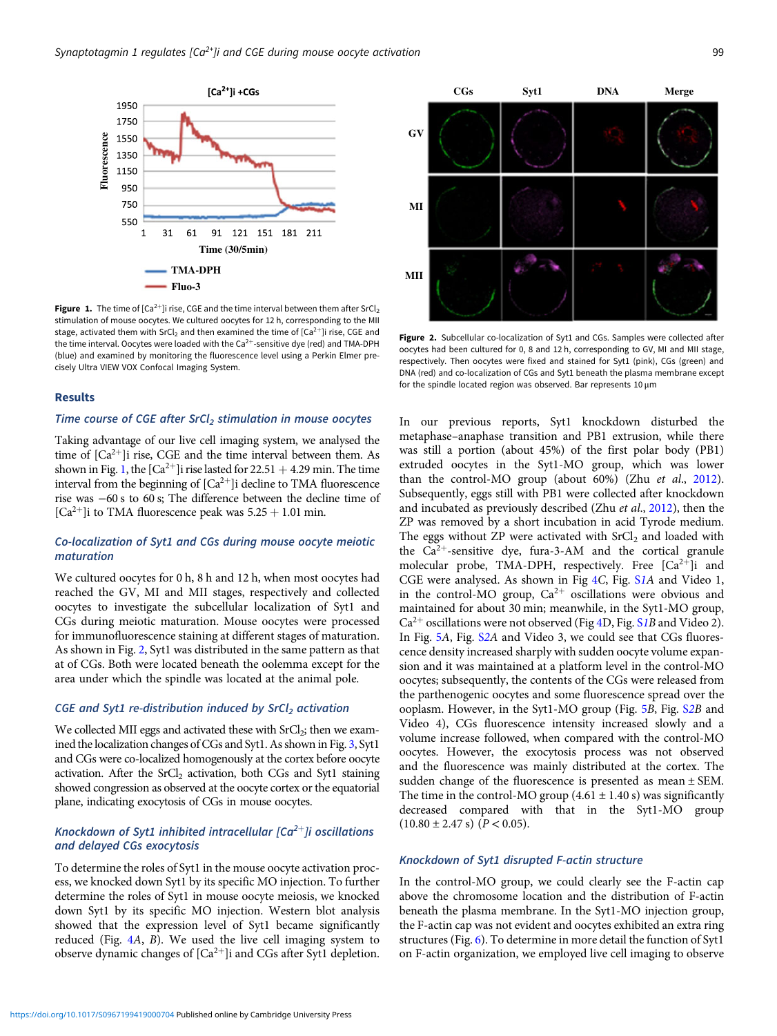Figure 1. The time of $[Ca^{2+}]$i rise, CGE and the time interval between them after $SrCl_2$ stimulation of mouse oocytes. We cultured oocytes for 12 h, corresponding to the MII stage, activated them with $SrCl_2$ and then examined the time of $[Ca^{2+}]$i rise, CGE and the time interval. Oocytes were loaded with the $Ca^{2+}$-sensitive dye (red) and TMA-DPH (blue) and examined by monitoring the fluorescence level using a Perkin Elmer precisely Ultra VIEW VOX Confocal Imaging System.

Figure 2. Subcellular co-localization of Syt1 and CGs. Samples were collected after oocytes had been cultured for 0, 8 and 12 h, corresponding to GV, MI and MII stage, respectively. Then oocytes were fixed and stained for Syt1 (pink), CGs (green) and DNA (red) and co-localization of CGs and Syt1 beneath the plasma membrane except for the spindle located region was observed. Bar represents 10 μm

## Results

### Time course of CGE after $SrCl_2$ stimulation in mouse oocytes

Taking advantage of our live cell imaging system, we analysed the time of $[Ca^{2+}]$i rise, CGE and the time interval between them. As shown in Fig. 1, the $[Ca^{2+}]$i rise lasted for 22.51 + 4.29 min. The time interval from the beginning of $[Ca^{2+}]$i decline to TMA fluorescence rise was −60 s to 60 s; The difference between the decline time of $[Ca^{2+}]$i to TMA fluorescence peak was 5.25 + 1.01 min.

### Co-localization of Syt1 and CGs during mouse oocyte meiotic maturation

We cultured oocytes for 0 h, 8 h and 12 h, when most oocytes had reached the GV, MI and MII stages, respectively and collected oocytes to investigate the subcellular localization of Syt1 and CGs during meiotic maturation. Mouse oocytes were processed for immunofluorescence staining at different stages of maturation. As shown in Fig. 2, Syt1 was distributed in the same pattern as that at of CGs. Both were located beneath the oolemma except for the area under which the spindle was located at the animal pole.

### CGE and Syt1 re-distribution induced by $SrCl_2$ activation

We collected MII eggs and activated these with $SrCl_2$; then we examined the localization changes of CGs and Syt1. As shown in Fig. 3, Syt1 and CGs were co-localized homogenously at the cortex before oocyte activation. After the $SrCl_2$ activation, both CGs and Syt1 staining showed congression as observed at the oocyte cortex or the equatorial plane, indicating exocytosis of CGs in mouse oocytes.

### Knockdown of Syt1 inhibited intracellular $[Ca^{2+}]$i oscillations and delayed CGs exocytosis

To determine the roles of Syt1 in the mouse oocyte activation process, we knocked down Syt1 by its specific MO injection. To further determine the roles of Syt1 in mouse oocyte meiosis, we knocked down Syt1 by its specific MO injection. Western blot analysis showed that the expression level of Syt1 became significantly reduced (Fig. 4A, B). We used the live cell imaging system to observe dynamic changes of $[Ca^{2+}]$i and CGs after Syt1 depletion. In our previous reports, Syt1 knockdown disturbed the metaphase–anaphase transition and PB1 extrusion, while there was still a portion (about 45%) of the first polar body (PB1) extruded oocytes in the Syt1-MO group, which was lower than the control-MO group (about 60%) (Zhu *et al.*, 2012). Subsequently, eggs still with PB1 were collected after knockdown and incubated as previously described (Zhu *et al.*, 2012), then the ZP was removed by a short incubation in acid Tyrode medium. The eggs without ZP were activated with $SrCl_2$ and loaded with the $Ca^{2+}$-sensitive dye, fura-3-AM and the cortical granule molecular probe, TMA-DPH, respectively. Free $[Ca^{2+}]$i and CGE were analysed. As shown in Fig 4C, Fig. S1A and Video 1, in the control-MO group, $Ca^{2+}$ oscillations were obvious and maintained for about 30 min; meanwhile, in the Syt1-MO group, $Ca^{2+}$ oscillations were not observed (Fig 4D, Fig. S1B and Video 2). In Fig. 5A, Fig. S2A and Video 3, we could see that CGs fluorescence density increased sharply with sudden oocyte volume expansion and it was maintained at a platform level in the control-MO oocytes; subsequently, the contents of the CGs were released from the parthenogenic oocytes and some fluorescence spread over the ooplasm. However, in the Syt1-MO group (Fig. 5B, Fig. S2B and Video 4), CGs fluorescence intensity increased slowly and a volume increase followed, when compared with the control-MO oocytes. However, the exocytosis process was not observed and the fluorescence was mainly distributed at the cortex. The sudden change of the fluorescence is presented as mean ± SEM. The time in the control-MO group (4.61 ± 1.40 s) was significantly decreased compared with that in the Syt1-MO group (10.80 ± 2.47 s) ($P < 0.05$).

### Knockdown of Syt1 disrupted F-actin structure

In the control-MO group, we could clearly see the F-actin cap above the chromosome location and the distribution of F-actin beneath the plasma membrane. In the Syt1-MO injection group, the F-actin cap was not evident and oocytes exhibited an extra ring structures (Fig. 6). To determine in more detail the function of Syt1 on F-actin organization, we employed live cell imaging to observe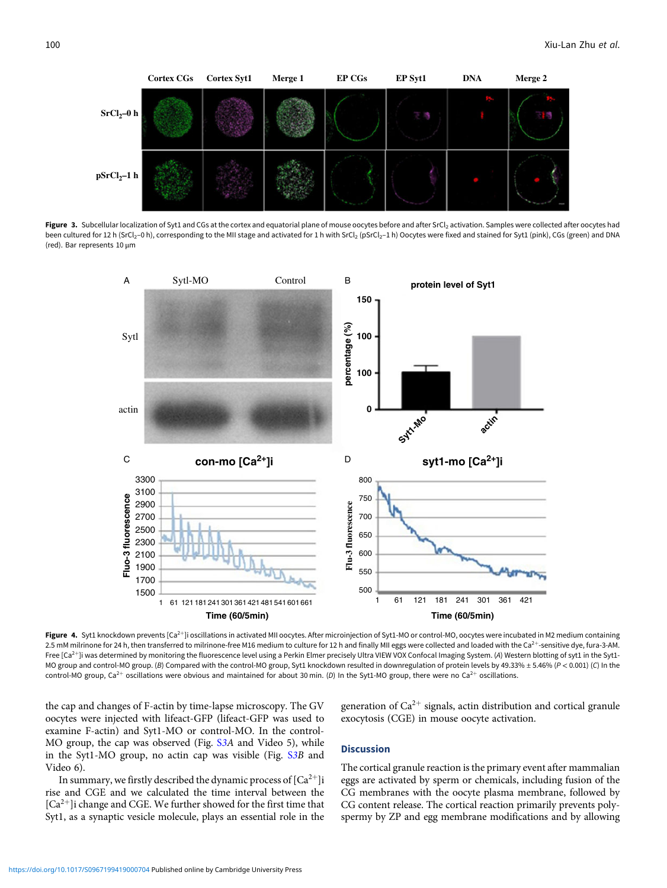**Figure 3.** Subcellular localization of Syt1 and CGs at the cortex and equatorial plane of mouse oocytes before and after $SrCl_2$ activation. Samples were collected after oocytes had been cultured for 12 h ($SrCl_2$–0 h), corresponding to the MII stage and activated for 1 h with $SrCl_2$ (p$SrCl_2$–1 h) Oocytes were fixed and stained for Syt1 (pink), CGs (green) and DNA (red). Bar represents 10 μm

**Figure 4.** Syt1 knockdown prevents $[Ca^{2+}]$i oscillations in activated MII oocytes. After microinjection of Syt1-MO or control-MO, oocytes were incubated in M2 medium containing 2.5 mM milrinone for 24 h, then transferred to milrinone-free M16 medium to culture for 12 h and finally MII eggs were collected and loaded with the $Ca^{2+}$-sensitive dye, fura-3-AM. Free $[Ca^{2+}]$i was determined by monitoring the fluorescence level using a Perkin Elmer precisely Ultra VIEW VOX Confocal Imaging System. (*A*) Western blotting of syt1 in the Syt1-MO group and control-MO group. (*B*) Compared with the control-MO group, Syt1 knockdown resulted in downregulation of protein levels by 49.33% ± 5.46% ($P < 0.001$) (*C*) In the control-MO group, $Ca^{2+}$ oscillations were obvious and maintained for about 30 min. (*D*) In the Syt1-MO group, there were no $Ca^{2+}$ oscillations.

the cap and changes of F-actin by time-lapse microscopy. The GV oocytes were injected with lifeact-GFP (lifeact-GFP was used to examine F-actin) and Syt1-MO or control-MO. In the control-MO group, the cap was observed (Fig. S3*A* and Video 5), while in the Syt1-MO group, no actin cap was visible (Fig. S3*B* and Video 6).

In summary, we firstly described the dynamic process of $[Ca^{2+}]$i rise and CGE and we calculated the time interval between the $[Ca^{2+}]$i change and CGE. We further showed for the first time that Syt1, as a synaptic vesicle molecule, plays an essential role in the generation of $Ca^{2+}$ signals, actin distribution and cortical granule exocytosis (CGE) in mouse oocyte activation.

## Discussion

The cortical granule reaction is the primary event after mammalian eggs are activated by sperm or chemicals, including fusion of the CG membranes with the oocyte plasma membrane, followed by CG content release. The cortical reaction primarily prevents polyspermy by ZP and egg membrane modifications and by allowing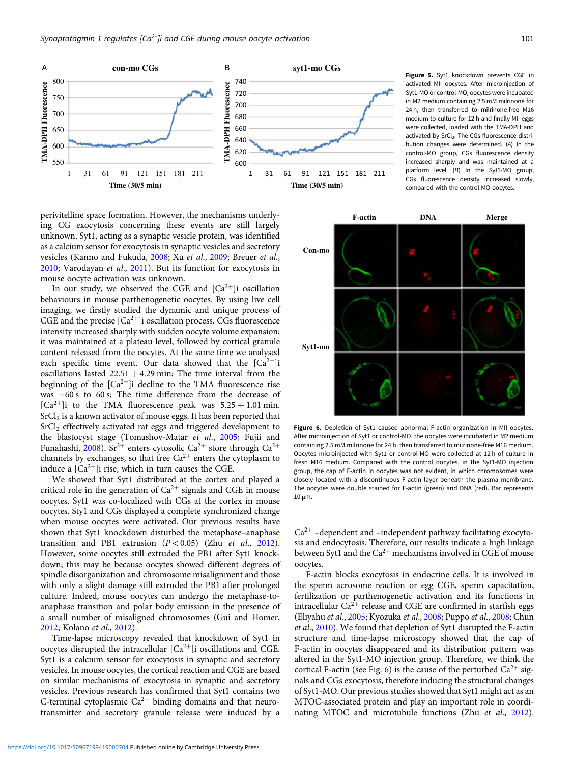**Figure 5.** Syt1 knockdown prevents CGE in activated MII oocytes. After microinjection of Syt1-MO or control-MO, oocytes were incubated in M2 medium containing 2.5 mM milrinone for 24 h, then transferred to milrinone-free M16 medium to culture for 12 h and finally MII eggs were collected, loaded with the TMA-DPH and activated by $SrCl_2$. The CGs fluorescence distribution changes were determined. (*A*) In the control-MO group, CGs fluorescence density increased sharply and was maintained at a platform level. (*B*) In the Syt1-MO group, CGs fluorescence density increased slowly, compared with the control-MO oocytes.

perivitelline space formation. However, the mechanisms underlying CG exocytosis concerning these events are still largely unknown. Syt1, acting as a synaptic vesicle protein, was identified as a calcium sensor for exocytosis in synaptic vesicles and secretory vesicles (Kanno and Fukuda, 2008; Xu *et al.*, 2009; Breuer *et al.*, 2010; Varodayan *et al.*, 2011). But its function for exocytosis in mouse oocyte activation was unknown.

In our study, we observed the CGE and $[Ca^{2+}]$i oscillation behaviours in mouse parthenogenetic oocytes. By using live cell imaging, we firstly studied the dynamic and unique process of CGE and the precise $[Ca^{2+}]$i oscillation process. CGs fluorescence intensity increased sharply with sudden oocyte volume expansion; it was maintained at a plateau level, followed by cortical granule content released from the oocytes. At the same time we analysed each specific time event. Our data showed that the $[Ca^{2+}]$i oscillations lasted 22.51 + 4.29 min; The time interval from the beginning of the $[Ca^{2+}]$i decline to the TMA fluorescence rise was −60 s to 60 s; The time difference from the decrease of $[Ca^{2+}]$i to the TMA fluorescence peak was 5.25 + 1.01 min. $SrCl_2$ is a known activator of mouse eggs. It has been reported that $SrCl_2$ effectively activated rat eggs and triggered development to the blastocyst stage (Tomashov-Matar *et al.*, 2005; Fujii and Funahashi, 2008). $Sr^{2+}$ enters cytosolic $Ca^{2+}$ store through $Ca^{2+}$ channels by exchanges, so that free $Ca^{2+}$ enters the cytoplasm to induce a $[Ca^{2+}]$i rise, which in turn causes the CGE.

We showed that Syt1 distributed at the cortex and played a critical role in the generation of $Ca^{2+}$ signals and CGE in mouse oocytes. Syt1 was co-localized with CGs at the cortex in mouse oocytes. Sty1 and CGs displayed a complete synchronized change when mouse oocytes were activated. Our previous results have shown that Syt1 knockdown disturbed the metaphase–anaphase transition and PB1 extrusion ($P < 0.05$) (Zhu *et al.*, 2012). However, some oocytes still extruded the PB1 after Syt1 knockdown; this may be because oocytes showed different degrees of spindle disorganization and chromosome misalignment and those with only a slight damage still extruded the PB1 after prolonged culture. Indeed, mouse oocytes can undergo the metaphase-to-anaphase transition and polar body emission in the presence of a small number of misaligned chromosomes (Gui and Homer, 2012; Kolano *et al.*, 2012).

Time-lapse microscopy revealed that knockdown of Syt1 in oocytes disrupted the intracellular $[Ca^{2+}]$i oscillations and CGE. Syt1 is a calcium sensor for exocytosis in synaptic and secretory vesicles. In mouse oocytes, the cortical reaction and CGE are based on similar mechanisms of exocytosis in synaptic and secretory vesicles. Previous research has confirmed that Syt1 contains two C-terminal cytoplasmic $Ca^{2+}$ binding domains and that neurotransmitter and secretory granule release were induced by a

**Figure 6.** Depletion of Syt1 caused abnormal F-actin organization in MII oocytes. After microinjection of Syt1 or control-MO, the oocytes were incubated in M2 medium containing 2.5 mM milrinone for 24 h, then transferred to milrinone-free M16 medium. Oocytes microinjected with Syt1 or control-MO were collected at 12 h of culture in fresh M16 medium. Compared with the control oocytes, in the Syt1-MO injection group, the cap of F-actin in oocytes was not evident, in which chromosomes were closely located with a discontinuous F-actin layer beneath the plasma membrane. The oocytes were double stained for F-actin (green) and DNA (red). Bar represents 10 μm.

$Ca^{2+}$ –dependent and –independent pathway facilitating exocytosis and endocytosis. Therefore, our results indicate a high linkage between Syt1 and the $Ca^{2+}$ mechanisms involved in CGE of mouse oocytes.

F-actin blocks exocytosis in endocrine cells. It is involved in the sperm acrosome reaction or egg CGE, sperm capacitation, fertilization or parthenogenetic activation and its functions in intracellular $Ca^{2+}$ release and CGE are confirmed in starfish eggs (Eliyahu *et al.*, 2005; Kyozuka *et al.*, 2008; Puppo *et al.*, 2008; Chun *et al.*, 2010). We found that depletion of Syt1 disrupted the F-actin structure and time-lapse microscopy showed that the cap of F-actin in oocytes disappeared and its distribution pattern was altered in the Syt1-MO injection group. Therefore, we think the cortical F-actin (see Fig. 6) is the cause of the perturbed $Ca^{2+}$ signals and CGs exocytosis, therefore inducing the structural changes of Syt1-MO. Our previous studies showed that Syt1 might act as an MTOC-associated protein and play an important role in coordinating MTOC and microtubule functions (Zhu *et al.*, 2012).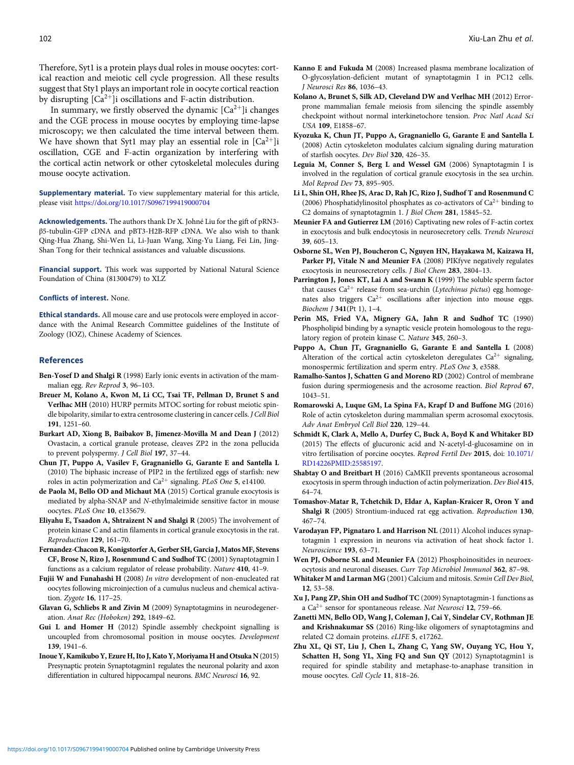Therefore, Syt1 is a protein plays dual roles in mouse oocytes: cortical reaction and meiotic cell cycle progression. All these results suggest that Sty1 plays an important role in oocyte cortical reaction by disrupting $[Ca^{2+}]$i oscillations and F-actin distribution.

In summary, we firstly observed the dynamic $[Ca^{2+}]$i changes and the CGE process in mouse oocytes by employing time-lapse microscopy; we then calculated the time interval between them. We have shown that Syt1 may play an essential role in $[Ca^{2+}]$i oscillation, CGE and F-actin organization by interfering with the cortical actin network or other cytoskeletal molecules during mouse oocyte activation.

**Supplementary material.** To view supplementary material for this article, please visit https://doi.org/10.1017/S0967199419000704

**Acknowledgements.** The authors thank Dr X. Johné Liu for the gift of pRN3-β5-tubulin-GFP cDNA and pBT3-H2B-RFP cDNA. We also wish to thank Qing-Hua Zhang, Shi-Wen Li, Li-Juan Wang, Xing-Yu Liang, Fei Lin, Jing-Shan Tong for their technical assistances and valuable discussions.

**Financial support.** This work was supported by National Natural Science Foundation of China (81300479) to XLZ

**Conflicts of interest.** None.

**Ethical standards.** All mouse care and use protocols were employed in accordance with the Animal Research Committee guidelines of the Institute of Zoology (IOZ), Chinese Academy of Sciences.

## References

**Ben-Yosef D and Shalgi R** (1998) Early ionic events in activation of the mammalian egg. *Rev Reprod* **3**, 96–103.

**Breuer M, Kolano A, Kwon M, Li CC, Tsai TF, Pellman D, Brunet S and Verlhac MH** (2010) HURP permits MTOC sorting for robust meiotic spindle bipolarity, similar to extra centrosome clustering in cancer cells. *J Cell Biol* **191**, 1251–60.

**Burkart AD, Xiong B, Baibakov B, Jimenez-Movilla M and Dean J** (2012) Ovastacin, a cortical granule protease, cleaves ZP2 in the zona pellucida to prevent polyspermy. *J Cell Biol* **197**, 37–44.

**Chun JT, Puppo A, Vasilev F, Gragnaniello G, Garante E and Santella L** (2010) The biphasic increase of PIP2 in the fertilized eggs of starfish: new roles in actin polymerization and $Ca^{2+}$ signaling. *PLoS One* **5**, e14100.

**de Paola M, Bello OD and Michaut MA** (2015) Cortical granule exocytosis is mediated by alpha-SNAP and *N*-ethylmaleimide sensitive factor in mouse oocytes. *PLoS One* **10**, e135679.

**Eliyahu E, Tsaadon A, Shtraizent N and Shalgi R** (2005) The involvement of protein kinase C and actin filaments in cortical granule exocytosis in the rat. *Reproduction* **129**, 161–70.

**Fernandez-Chacon R, Konigstorfer A, Gerber SH, Garcia J, Matos MF, Stevens CF, Brose N, Rizo J, Rosenmund C and Sudhof TC** (2001) Synaptotagmin I functions as a calcium regulator of release probability. *Nature* **410**, 41–9.

**Fujii W and Funahashi H** (2008) *In vitro* development of non-enucleated rat oocytes following microinjection of a cumulus nucleus and chemical activation. *Zygote* **16**, 117–25.

**Glavan G, Schliebs R and Zivin M** (2009) Synaptotagmins in neurodegeneration. *Anat Rec (Hoboken)* **292**, 1849–62.

**Gui L and Homer H** (2012) Spindle assembly checkpoint signalling is uncoupled from chromosomal position in mouse oocytes. *Development* **139**, 1941–6.

**Inoue Y, Kamikubo Y, Ezure H, Ito J, Kato Y, Moriyama H and Otsuka N** (2015) Presynaptic protein Synaptotagmin1 regulates the neuronal polarity and axon differentiation in cultured hippocampal neurons. *BMC Neurosci* **16**, 92.

**Kanno E and Fukuda M** (2008) Increased plasma membrane localization of O-glycosylation-deficient mutant of synaptotagmin I in PC12 cells. *J Neurosci Res* **86**, 1036–43.

**Kolano A, Brunet S, Silk AD, Cleveland DW and Verlhac MH** (2012) Error-prone mammalian female meiosis from silencing the spindle assembly checkpoint without normal interkinetochore tension. *Proc Natl Acad Sci USA* **109**, E1858–67.

**Kyozuka K, Chun JT, Puppo A, Gragnaniello G, Garante E and Santella L** (2008) Actin cytoskeleton modulates calcium signaling during maturation of starfish oocytes. *Dev Biol* **320**, 426–35.

**Leguia M, Conner S, Berg L and Wessel GM** (2006) Synaptotagmin I is involved in the regulation of cortical granule exocytosis in the sea urchin. *Mol Reprod Dev* **73**, 895–905.

**Li L, Shin OH, Rhee JS, Arac D, Rah JC, Rizo J, Sudhof T and Rosenmund C** (2006) Phosphatidylinositol phosphates as co-activators of $Ca^{2+}$ binding to C2 domains of synaptotagmin 1. *J Biol Chem* **281**, 15845–52.

**Meunier FA and Gutierrez LM** (2016) Captivating new roles of F-actin cortex in exocytosis and bulk endocytosis in neurosecretory cells. *Trends Neurosci* **39**, 605–13.

**Osborne SL, Wen PJ, Boucheron C, Nguyen HN, Hayakawa M, Kaizawa H, Parker PJ, Vitale N and Meunier FA** (2008) PIKfyve negatively regulates exocytosis in neurosecretory cells. *J Biol Chem* **283**, 2804–13.

**Parrington J, Jones KT, Lai A and Swann K** (1999) The soluble sperm factor that causes $Ca^{2+}$ release from sea-urchin (*Lytechinus pictus*) egg homogenates also triggers $Ca^{2+}$ oscillations after injection into mouse eggs. *Biochem J* **341**(Pt 1), 1–4.

**Perin MS, Fried VA, Mignery GA, Jahn R and Sudhof TC** (1990) Phospholipid binding by a synaptic vesicle protein homologous to the regulatory region of protein kinase C. *Nature* **345**, 260–3.

**Puppo A, Chun JT, Gragnaniello G, Garante E and Santella L** (2008) Alteration of the cortical actin cytoskeleton deregulates $Ca^{2+}$ signaling, monospermic fertilization and sperm entry. *PLoS One* **3**, e3588.

**Ramalho-Santos J, Schatten G and Moreno RD** (2002) Control of membrane fusion during spermiogenesis and the acrosome reaction. *Biol Reprod* **67**, 1043–51.

**Romarowski A, Luque GM, La Spina FA, Krapf D and Buffone MG** (2016) Role of actin cytoskeleton during mammalian sperm acrosomal exocytosis. *Adv Anat Embryol Cell Biol* **220**, 129–44.

**Schmidt K, Clark A, Mello A, Durfey C, Buck A, Boyd K and Whitaker BD** (2015) The effects of glucuronic acid and N-acetyl-d-glucosamine on in vitro fertilisation of porcine oocytes. *Reprod Fertil Dev* **2015**, doi: 10.1071/RD14226PMID:25585197.

**Shabtay O and Breitbart H** (2016) CaMKII prevents spontaneous acrosomal exocytosis in sperm through induction of actin polymerization. *Dev Biol* **415**, 64–74.

**Tomashov-Matar R, Tchetchik D, Eldar A, Kaplan-Kraicer R, Oron Y and Shalgi R** (2005) Strontium-induced rat egg activation. *Reproduction* **130**, 467–74.

**Varodayan FP, Pignataro L and Harrison NL** (2011) Alcohol induces synaptotagmin 1 expression in neurons via activation of heat shock factor 1. *Neuroscience* **193**, 63–71.

**Wen PJ, Osborne SL and Meunier FA** (2012) Phosphoinositides in neuroexocytosis and neuronal diseases. *Curr Top Microbiol Immunol* **362**, 87–98.

**Whitaker M and Larman MG** (2001) Calcium and mitosis. *Semin Cell Dev Biol*, **12**, 53–58.

**Xu J, Pang ZP, Shin OH and Sudhof TC** (2009) Synaptotagmin-1 functions as a $Ca^{2+}$ sensor for spontaneous release. *Nat Neurosci* **12**, 759–66.

**Zanetti MN, Bello OD, Wang J, Coleman J, Cai Y, Sindelar CV, Rothman JE and Krishnakumar SS** (2016) Ring-like oligomers of synaptotagmins and related C2 domain proteins. *eLIFE* **5**, e17262.

**Zhu XL, Qi ST, Liu J, Chen L, Zhang C, Yang SW, Ouyang YC, Hou Y, Schatten H, Song YL, Xing FQ and Sun QY** (2012) Synaptotagmin1 is required for spindle stability and metaphase-to-anaphase transition in mouse oocytes. *Cell Cycle* **11**, 818–26.